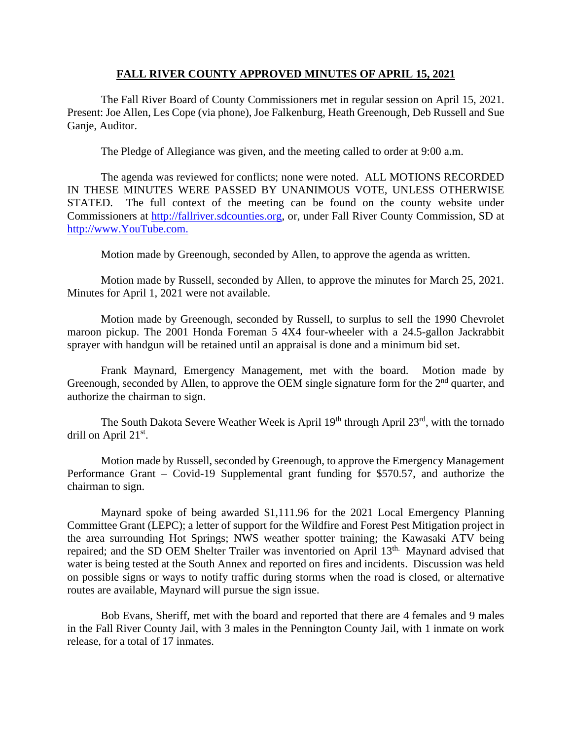# FALL RIVER COUNTY APPROVED MINUTES OF APRIL 15, 2021

The Fall River Board of County Commissioners met in regular session on April 15, 2021. Present: Joe Allen, Les Cope (via phone), Joe Falkenburg, Heath Greenough, Deb Russell and Sue Ganje, Auditor.

The Pledge of Allegiance was given, and the meeting called to order at 9:00 a.m.

The agenda was reviewed for conflicts; none were noted. ALL MOTIONS RECORDED IN THESE MINUTES WERE PASSED BY UNANIMOUS VOTE, UNLESS OTHERWISE STATED. The full context of the meeting can be found on the county website under Commissioners at http://fallriver.sdcounties.org, or, under Fall River County Commission, SD at http://www.YouTube.com.

Motion made by Greenough, seconded by Allen, to approve the agenda as written.

Motion made by Russell, seconded by Allen, to approve the minutes for March 25, 2021. Minutes for April 1, 2021 were not available.

Motion made by Greenough, seconded by Russell, to surplus to sell the 1990 Chevrolet maroon pickup. The 2001 Honda Foreman 5 4X4 four-wheeler with a 24.5-gallon Jackrabbit sprayer with handgun will be retained until an appraisal is done and a minimum bid set.

Frank Maynard, Emergency Management, met with the board. Motion made by Greenough, seconded by Allen, to approve the OEM single signature form for the 2nd quarter, and authorize the chairman to sign.

The South Dakota Severe Weather Week is April 19th through April 23rd, with the tornado drill on April 21st.

Motion made by Russell, seconded by Greenough, to approve the Emergency Management Performance Grant – Covid-19 Supplemental grant funding for $570.57, and authorize the chairman to sign.

Maynard spoke of being awarded $1,111.96 for the 2021 Local Emergency Planning Committee Grant (LEPC); a letter of support for the Wildfire and Forest Pest Mitigation project in the area surrounding Hot Springs; NWS weather spotter training; the Kawasaki ATV being repaired; and the SD OEM Shelter Trailer was inventoried on April 13th. Maynard advised that water is being tested at the South Annex and reported on fires and incidents. Discussion was held on possible signs or ways to notify traffic during storms when the road is closed, or alternative routes are available, Maynard will pursue the sign issue.

Bob Evans, Sheriff, met with the board and reported that there are 4 females and 9 males in the Fall River County Jail, with 3 males in the Pennington County Jail, with 1 inmate on work release, for a total of 17 inmates.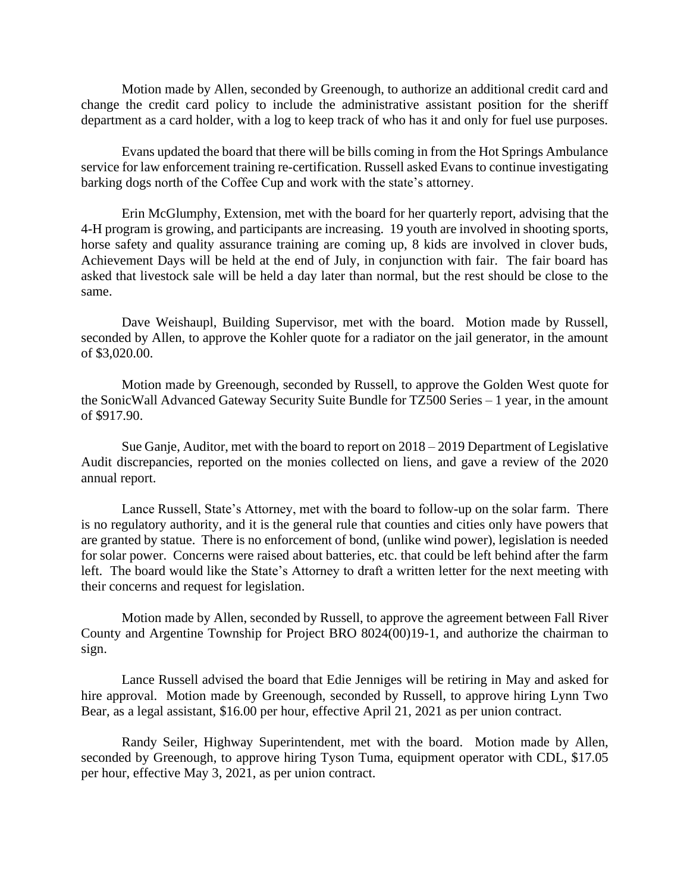Motion made by Allen, seconded by Greenough, to authorize an additional credit card and change the credit card policy to include the administrative assistant position for the sheriff department as a card holder, with a log to keep track of who has it and only for fuel use purposes.

Evans updated the board that there will be bills coming in from the Hot Springs Ambulance service for law enforcement training re-certification. Russell asked Evans to continue investigating barking dogs north of the Coffee Cup and work with the state's attorney.

Erin McGlumphy, Extension, met with the board for her quarterly report, advising that the 4-H program is growing, and participants are increasing. 19 youth are involved in shooting sports, horse safety and quality assurance training are coming up, 8 kids are involved in clover buds, Achievement Days will be held at the end of July, in conjunction with fair. The fair board has asked that livestock sale will be held a day later than normal, but the rest should be close to the same.

Dave Weishaupl, Building Supervisor, met with the board. Motion made by Russell, seconded by Allen, to approve the Kohler quote for a radiator on the jail generator, in the amount of $3,020.00.

Motion made by Greenough, seconded by Russell, to approve the Golden West quote for the SonicWall Advanced Gateway Security Suite Bundle for TZ500 Series – 1 year, in the amount of $917.90.

Sue Ganje, Auditor, met with the board to report on 2018 – 2019 Department of Legislative Audit discrepancies, reported on the monies collected on liens, and gave a review of the 2020 annual report.

Lance Russell, State's Attorney, met with the board to follow-up on the solar farm. There is no regulatory authority, and it is the general rule that counties and cities only have powers that are granted by statue. There is no enforcement of bond, (unlike wind power), legislation is needed for solar power. Concerns were raised about batteries, etc. that could be left behind after the farm left. The board would like the State's Attorney to draft a written letter for the next meeting with their concerns and request for legislation.

Motion made by Allen, seconded by Russell, to approve the agreement between Fall River County and Argentine Township for Project BRO 8024(00)19-1, and authorize the chairman to sign.

Lance Russell advised the board that Edie Jenniges will be retiring in May and asked for hire approval. Motion made by Greenough, seconded by Russell, to approve hiring Lynn Two Bear, as a legal assistant, $16.00 per hour, effective April 21, 2021 as per union contract.

Randy Seiler, Highway Superintendent, met with the board. Motion made by Allen, seconded by Greenough, to approve hiring Tyson Tuma, equipment operator with CDL, $17.05 per hour, effective May 3, 2021, as per union contract.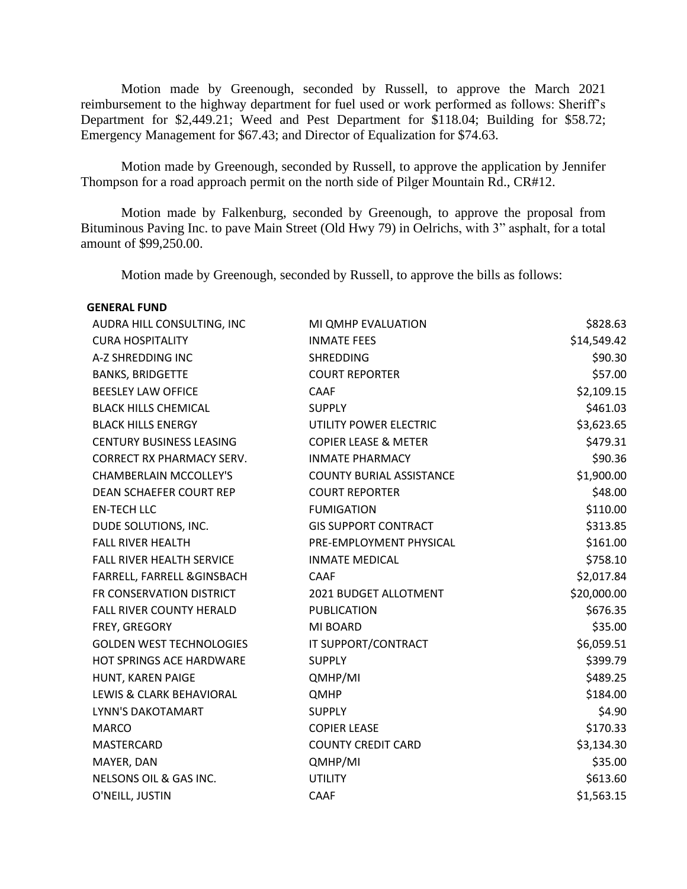Motion made by Greenough, seconded by Russell, to approve the March 2021 reimbursement to the highway department for fuel used or work performed as follows: Sheriff's Department for $2,449.21; Weed and Pest Department for $118.04; Building for $58.72; Emergency Management for $67.43; and Director of Equalization for $74.63.

Motion made by Greenough, seconded by Russell, to approve the application by Jennifer Thompson for a road approach permit on the north side of Pilger Mountain Rd., CR#12.

Motion made by Falkenburg, seconded by Greenough, to approve the proposal from Bituminous Paving Inc. to pave Main Street (Old Hwy 79) in Oelrichs, with 3" asphalt, for a total amount of $99,250.00.

Motion made by Greenough, seconded by Russell, to approve the bills as follows:

**GENERAL FUND**

| | | |
|---|---|---|
| AUDRA HILL CONSULTING, INC | MI QMHP EVALUATION | $828.63 |
| CURA HOSPITALITY | INMATE FEES | $14,549.42 |
| A-Z SHREDDING INC | SHREDDING | $90.30 |
| BANKS, BRIDGETTE | COURT REPORTER | $57.00 |
| BEESLEY LAW OFFICE | CAAF | $2,109.15 |
| BLACK HILLS CHEMICAL | SUPPLY | $461.03 |
| BLACK HILLS ENERGY | UTILITY POWER ELECTRIC | $3,623.65 |
| CENTURY BUSINESS LEASING | COPIER LEASE & METER | $479.31 |
| CORRECT RX PHARMACY SERV. | INMATE PHARMACY | $90.36 |
| CHAMBERLAIN MCCOLLEY'S | COUNTY BURIAL ASSISTANCE | $1,900.00 |
| DEAN SCHAEFER COURT REP | COURT REPORTER | $48.00 |
| EN-TECH LLC | FUMIGATION | $110.00 |
| DUDE SOLUTIONS, INC. | GIS SUPPORT CONTRACT | $313.85 |
| FALL RIVER HEALTH | PRE-EMPLOYMENT PHYSICAL | $161.00 |
| FALL RIVER HEALTH SERVICE | INMATE MEDICAL | $758.10 |
| FARRELL, FARRELL &GINSBACH | CAAF | $2,017.84 |
| FR CONSERVATION DISTRICT | 2021 BUDGET ALLOTMENT | $20,000.00 |
| FALL RIVER COUNTY HERALD | PUBLICATION | $676.35 |
| FREY, GREGORY | MI BOARD | $35.00 |
| GOLDEN WEST TECHNOLOGIES | IT SUPPORT/CONTRACT | $6,059.51 |
| HOT SPRINGS ACE HARDWARE | SUPPLY | $399.79 |
| HUNT, KAREN PAIGE | QMHP/MI | $489.25 |
| LEWIS & CLARK BEHAVIORAL | QMHP | $184.00 |
| LYNN'S DAKOTAMART | SUPPLY | $4.90 |
| MARCO | COPIER LEASE | $170.33 |
| MASTERCARD | COUNTY CREDIT CARD | $3,134.30 |
| MAYER, DAN | QMHP/MI | $35.00 |
| NELSONS OIL & GAS INC. | UTILITY | $613.60 |
| O'NEILL, JUSTIN | CAAF | $1,563.15 |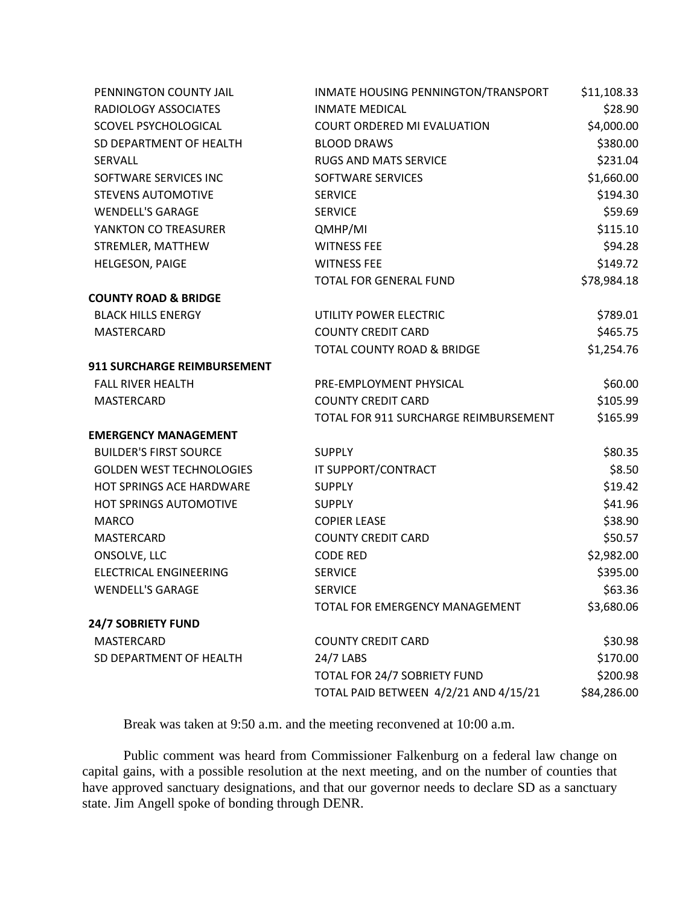| | | |
|---|---|---|
| PENNINGTON COUNTY JAIL | INMATE HOUSING PENNINGTON/TRANSPORT | $11,108.33 |
| RADIOLOGY ASSOCIATES | INMATE MEDICAL | $28.90 |
| SCOVEL PSYCHOLOGICAL | COURT ORDERED MI EVALUATION | $4,000.00 |
| SD DEPARTMENT OF HEALTH | BLOOD DRAWS | $380.00 |
| SERVALL | RUGS AND MATS SERVICE | $231.04 |
| SOFTWARE SERVICES INC | SOFTWARE SERVICES | $1,660.00 |
| STEVENS AUTOMOTIVE | SERVICE | $194.30 |
| WENDELL'S GARAGE | SERVICE | $59.69 |
| YANKTON CO TREASURER | QMHP/MI | $115.10 |
| STREMLER, MATTHEW | WITNESS FEE | $94.28 |
| HELGESON, PAIGE | WITNESS FEE | $149.72 |
| | TOTAL FOR GENERAL FUND | $78,984.18 |
| **COUNTY ROAD & BRIDGE** | | |
| BLACK HILLS ENERGY | UTILITY POWER ELECTRIC | $789.01 |
| MASTERCARD | COUNTY CREDIT CARD | $465.75 |
| | TOTAL COUNTY ROAD & BRIDGE | $1,254.76 |
| **911 SURCHARGE REIMBURSEMENT** | | |
| FALL RIVER HEALTH | PRE-EMPLOYMENT PHYSICAL | $60.00 |
| MASTERCARD | COUNTY CREDIT CARD | $105.99 |
| | TOTAL FOR 911 SURCHARGE REIMBURSEMENT | $165.99 |
| **EMERGENCY MANAGEMENT** | | |
| BUILDER'S FIRST SOURCE | SUPPLY | $80.35 |
| GOLDEN WEST TECHNOLOGIES | IT SUPPORT/CONTRACT | $8.50 |
| HOT SPRINGS ACE HARDWARE | SUPPLY | $19.42 |
| HOT SPRINGS AUTOMOTIVE | SUPPLY | $41.96 |
| MARCO | COPIER LEASE | $38.90 |
| MASTERCARD | COUNTY CREDIT CARD | $50.57 |
| ONSOLVE, LLC | CODE RED | $2,982.00 |
| ELECTRICAL ENGINEERING | SERVICE | $395.00 |
| WENDELL'S GARAGE | SERVICE | $63.36 |
| | TOTAL FOR EMERGENCY MANAGEMENT | $3,680.06 |
| **24/7 SOBRIETY FUND** | | |
| MASTERCARD | COUNTY CREDIT CARD | $30.98 |
| SD DEPARTMENT OF HEALTH | 24/7 LABS | $170.00 |
| | TOTAL FOR 24/7 SOBRIETY FUND | $200.98 |
| | TOTAL PAID BETWEEN 4/2/21 AND 4/15/21 | $84,286.00 |

Break was taken at 9:50 a.m. and the meeting reconvened at 10:00 a.m.

Public comment was heard from Commissioner Falkenburg on a federal law change on capital gains, with a possible resolution at the next meeting, and on the number of counties that have approved sanctuary designations, and that our governor needs to declare SD as a sanctuary state. Jim Angell spoke of bonding through DENR.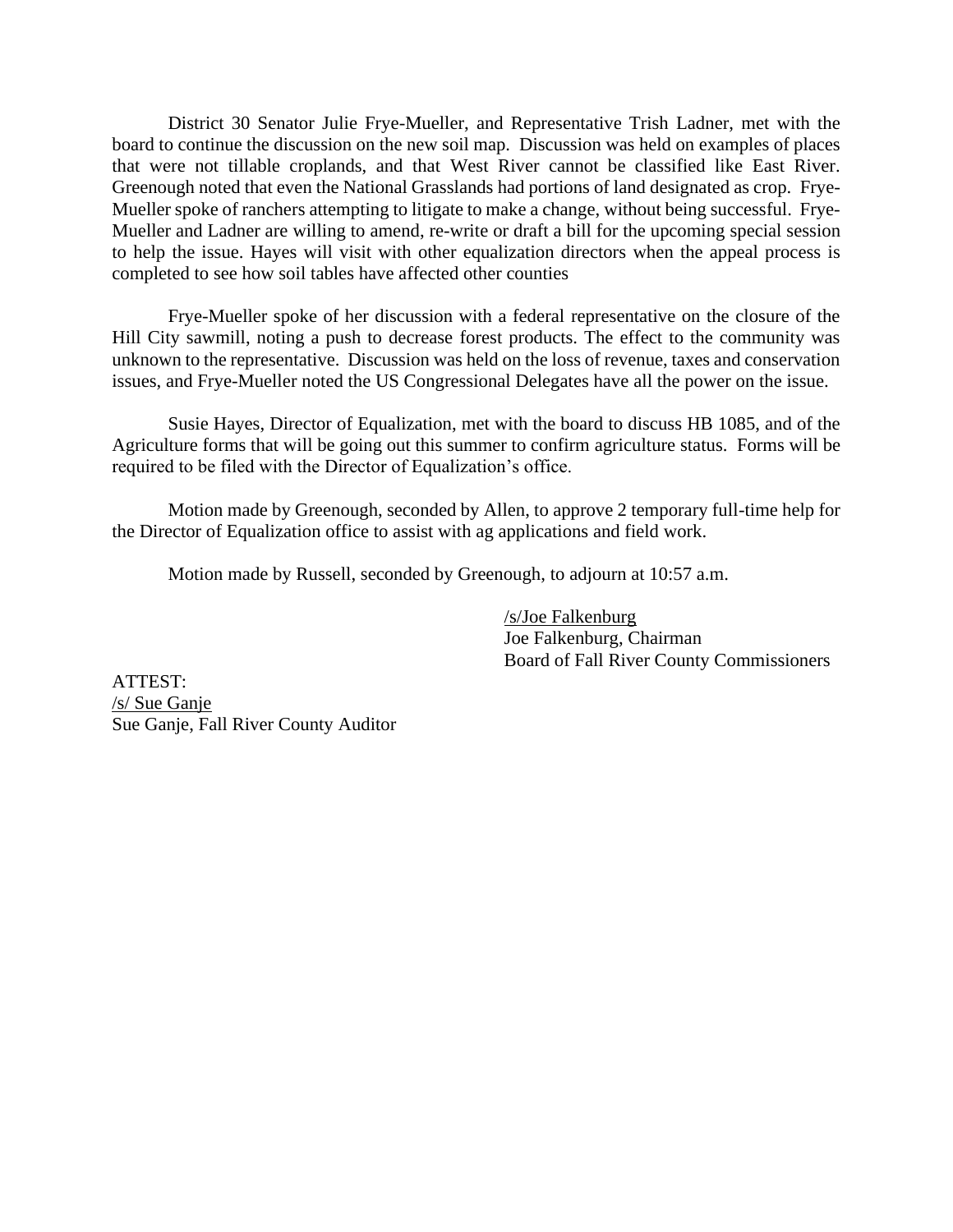District 30 Senator Julie Frye-Mueller, and Representative Trish Ladner, met with the board to continue the discussion on the new soil map. Discussion was held on examples of places that were not tillable croplands, and that West River cannot be classified like East River. Greenough noted that even the National Grasslands had portions of land designated as crop. Frye-Mueller spoke of ranchers attempting to litigate to make a change, without being successful. Frye-Mueller and Ladner are willing to amend, re-write or draft a bill for the upcoming special session to help the issue. Hayes will visit with other equalization directors when the appeal process is completed to see how soil tables have affected other counties

Frye-Mueller spoke of her discussion with a federal representative on the closure of the Hill City sawmill, noting a push to decrease forest products. The effect to the community was unknown to the representative. Discussion was held on the loss of revenue, taxes and conservation issues, and Frye-Mueller noted the US Congressional Delegates have all the power on the issue.

Susie Hayes, Director of Equalization, met with the board to discuss HB 1085, and of the Agriculture forms that will be going out this summer to confirm agriculture status. Forms will be required to be filed with the Director of Equalization's office.

Motion made by Greenough, seconded by Allen, to approve 2 temporary full-time help for the Director of Equalization office to assist with ag applications and field work.

Motion made by Russell, seconded by Greenough, to adjourn at 10:57 a.m.

/s/Joe Falkenburg
Joe Falkenburg, Chairman
Board of Fall River County Commissioners

ATTEST:
/s/ Sue Ganje
Sue Ganje, Fall River County Auditor